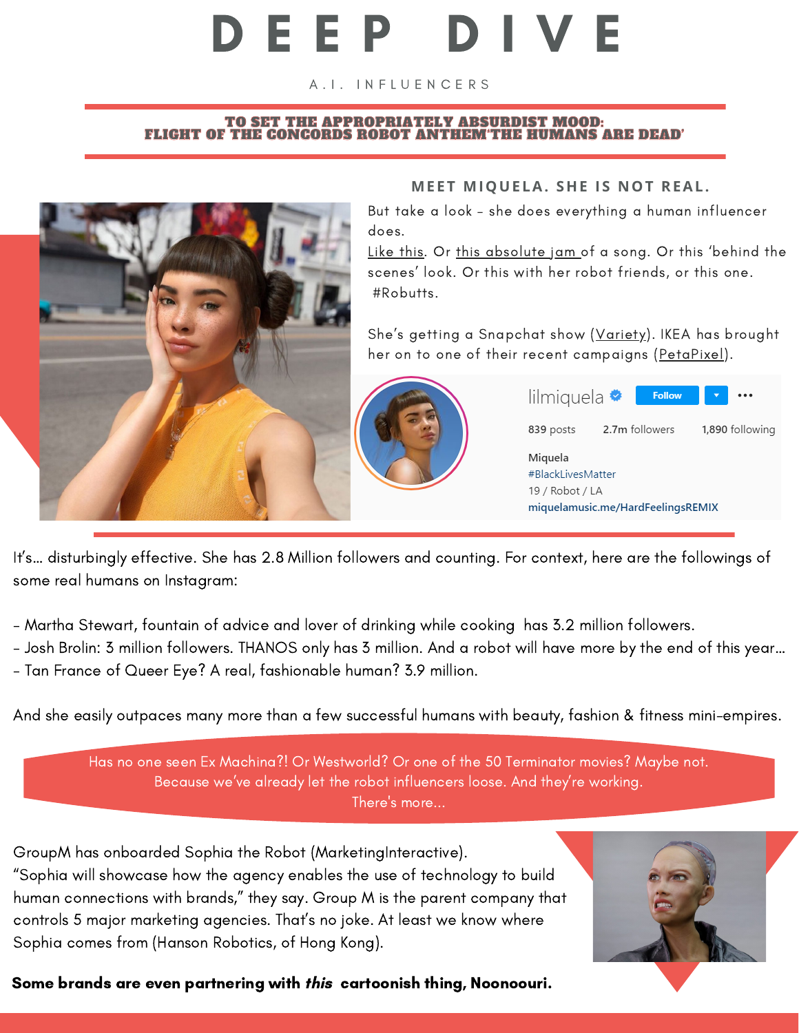# DEEP DIVE

A.I. INFLUENCERS

**TO SET THE APPROPRIATELY ABSURDIST MOOD: FLIGHT OF THE CONCORDS ROBOT ANTHEM'THE HUMANS ARE DEAD'**

## MEET MIQUELA. SHE IS NOT REAL.

But take a look - she does everything a human influencer does.

Like this. Or this absolute jam of a song. Or this 'behind the scenes' look. Or this with her robot friends, or this one. #Robutts.

She's getting a Snapchat show (Variety). IKEA has brought her on to one of their recent campaigns (PetaPixel).

lilmiquela
Follow
839 posts 2.7m followers 1,890 following
Miquela
#BlackLivesMatter
19 / Robot / LA
miquelamusic.me/HardFeelingsREMIX

It's... disturbingly effective. She has 2.8 Million followers and counting. For context, here are the followings of some real humans on Instagram:

- Martha Stewart, fountain of advice and lover of drinking while cooking has 3.2 million followers.
- Josh Brolin: 3 million followers. THANOS only has 3 million. And a robot will have more by the end of this year...
- Tan France of Queer Eye? A real, fashionable human? 3.9 million.

And she easily outpaces many more than a few successful humans with beauty, fashion & fitness mini-empires.

Has no one seen Ex Machina?! Or Westworld? Or one of the 50 Terminator movies? Maybe not. Because we've already let the robot influencers loose. And they're working. There's more...

GroupM has onboarded Sophia the Robot (MarketingInteractive).
"Sophia will showcase how the agency enables the use of technology to build human connections with brands," they say. Group M is the parent company that controls 5 major marketing agencies. That's no joke. At least we know where Sophia comes from (Hanson Robotics, of Hong Kong).

**Some brands are even partnering with *this* cartoonish thing, Noonoouri.**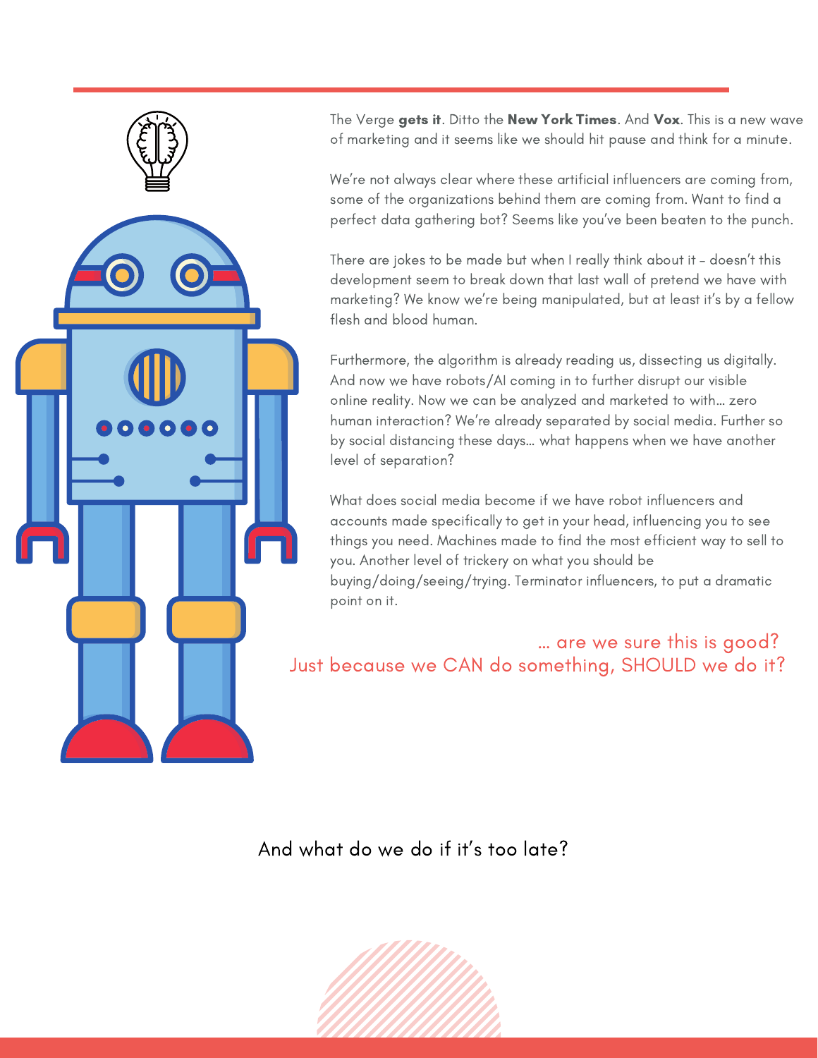The Verge **gets it**. Ditto the **New York Times**. And **Vox**. This is a new wave of marketing and it seems like we should hit pause and think for a minute.

We're not always clear where these artificial influencers are coming from, some of the organizations behind them are coming from. Want to find a perfect data gathering bot? Seems like you've been beaten to the punch.

There are jokes to be made but when I really think about it – doesn't this development seem to break down that last wall of pretend we have with marketing? We know we're being manipulated, but at least it's by a fellow flesh and blood human.

Furthermore, the algorithm is already reading us, dissecting us digitally. And now we have robots/AI coming in to further disrupt our visible online reality. Now we can be analyzed and marketed to with... zero human interaction? We're already separated by social media. Further so by social distancing these days... what happens when we have another level of separation?

What does social media become if we have robot influencers and accounts made specifically to get in your head, influencing you to see things you need. Machines made to find the most efficient way to sell to you. Another level of trickery on what you should be buying/doing/seeing/trying. Terminator influencers, to put a dramatic point on it.

... are we sure this is good?
Just because we CAN do something, SHOULD we do it?

And what do we do if it's too late?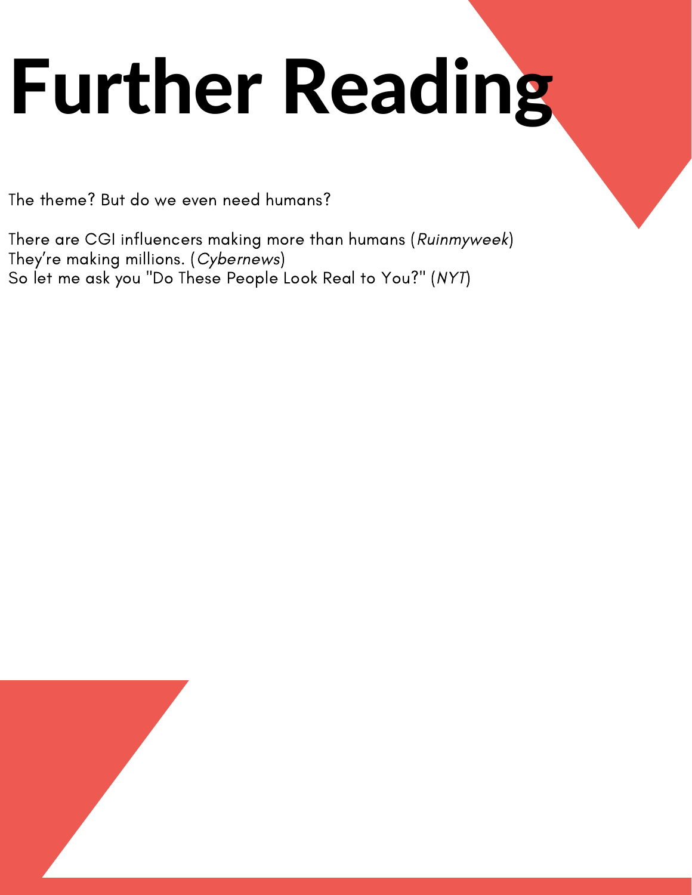# Further Reading

The theme? But do we even need humans?

There are CGI influencers making more than humans (*Ruinmyweek*)
They're making millions. (*Cybernews*)
So let me ask you "Do These People Look Real to You?" (*NYT*)